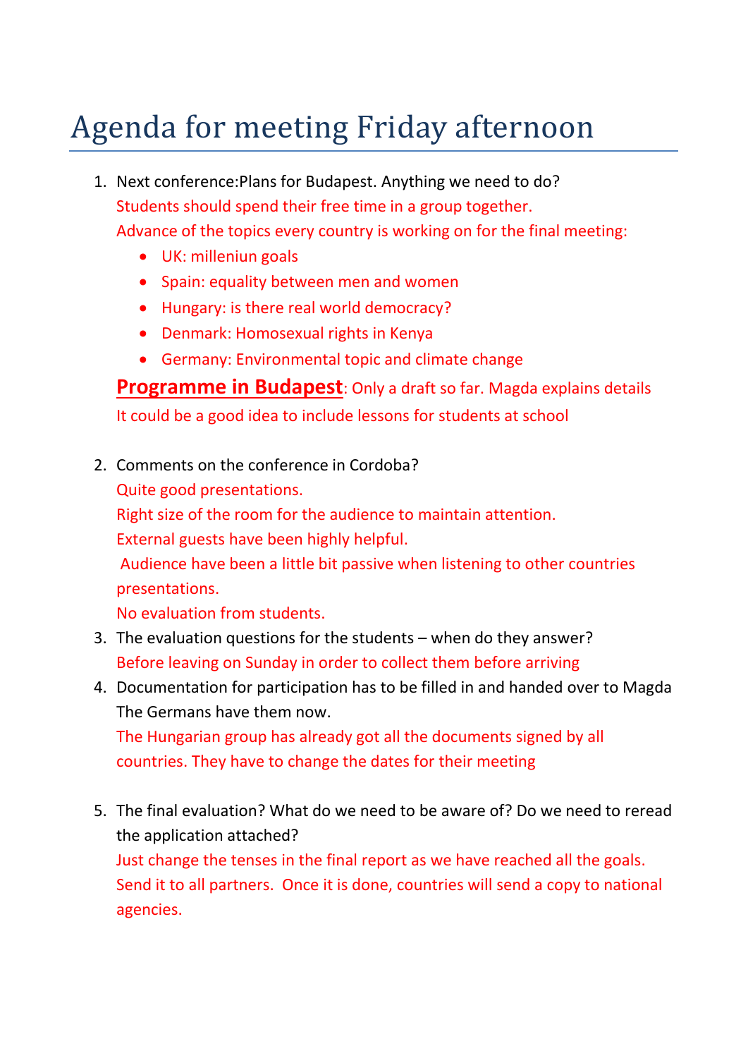# Agenda for meeting Friday afternoon

1. Next conference:Plans for Budapest. Anything we need to do?
   Students should spend their free time in a group together.
   Advance of the topics every country is working on for the final meeting:
   - UK: milleniun goals
   - Spain: equality between men and women
   - Hungary: is there real world democracy?
   - Denmark: Homosexual rights in Kenya
   - Germany: Environmental topic and climate change

   **Programme in Budapest**: Only a draft so far. Magda explains details
   It could be a good idea to include lessons for students at school

2. Comments on the conference in Cordoba?
   Quite good presentations.
   Right size of the room for the audience to maintain attention.
   External guests have been highly helpful.
   Audience have been a little bit passive when listening to other countries presentations.
   No evaluation from students.
3. The evaluation questions for the students – when do they answer?
   Before leaving on Sunday in order to collect them before arriving
4. Documentation for participation has to be filled in and handed over to Magda The Germans have them now.
   The Hungarian group has already got all the documents signed by all countries. They have to change the dates for their meeting

5. The final evaluation? What do we need to be aware of? Do we need to reread the application attached?
   Just change the tenses in the final report as we have reached all the goals. Send it to all partners. Once it is done, countries will send a copy to national agencies.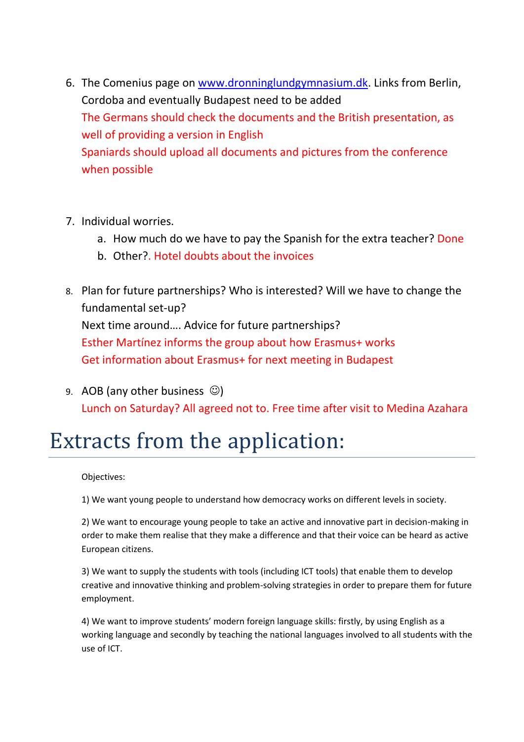6. The Comenius page on [www.dronninglundgymnasium.dk](http://www.dronninglundgymnasium.dk). Links from Berlin, Cordoba and eventually Budapest need to be added
   The Germans should check the documents and the British presentation, as well of providing a version in English
   Spaniards should upload all documents and pictures from the conference when possible

7. Individual worries.
   a. How much do we have to pay the Spanish for the extra teacher? Done
   b. Other?. Hotel doubts about the invoices

8. Plan for future partnerships? Who is interested? Will we have to change the fundamental set-up?
   Next time around…. Advice for future partnerships?
   Esther Martínez informs the group about how Erasmus+ works
   Get information about Erasmus+ for next meeting in Budapest

9. AOB (any other business ☺)
   Lunch on Saturday? All agreed not to. Free time after visit to Medina Azahara

# Extracts from the application:

Objectives:

1) We want young people to understand how democracy works on different levels in society.

2) We want to encourage young people to take an active and innovative part in decision-making in order to make them realise that they make a difference and that their voice can be heard as active European citizens.

3) We want to supply the students with tools (including ICT tools) that enable them to develop creative and innovative thinking and problem-solving strategies in order to prepare them for future employment.

4) We want to improve students' modern foreign language skills: firstly, by using English as a working language and secondly by teaching the national languages involved to all students with the use of ICT.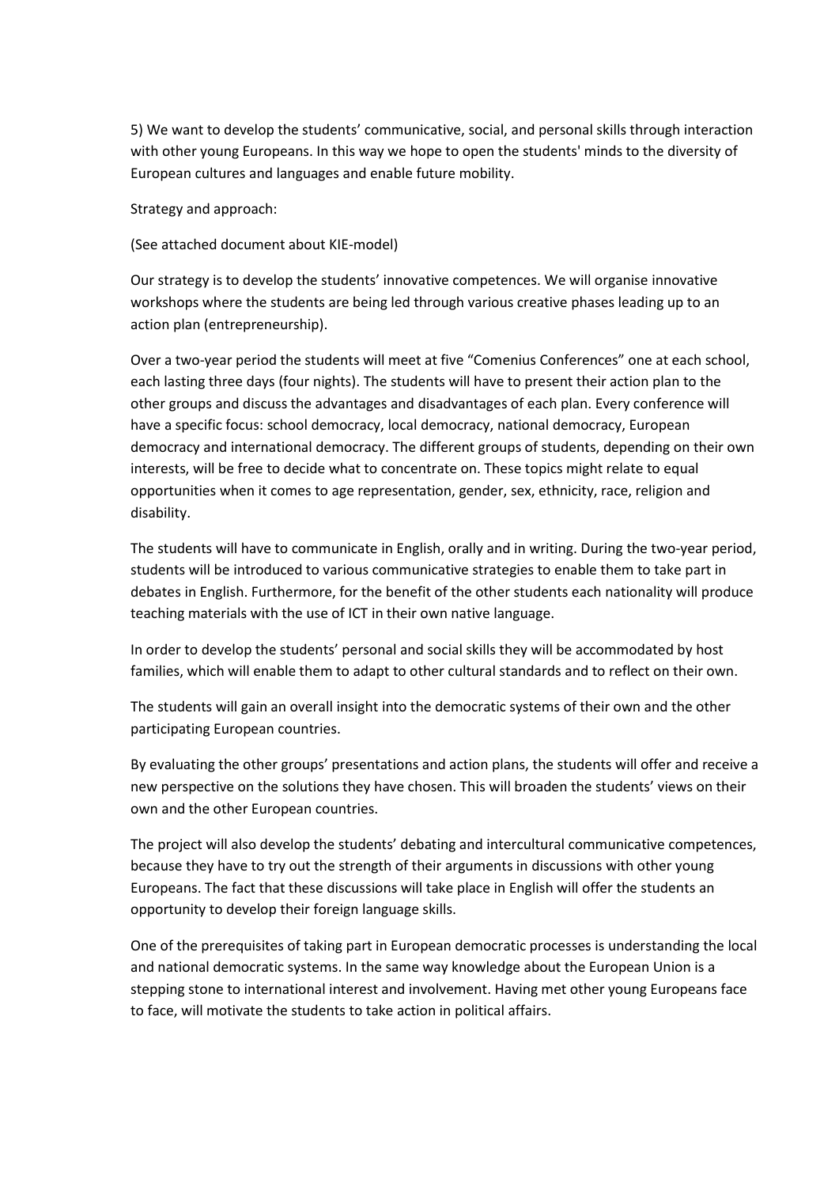5) We want to develop the students' communicative, social, and personal skills through interaction with other young Europeans. In this way we hope to open the students' minds to the diversity of European cultures and languages and enable future mobility.

Strategy and approach:

(See attached document about KIE-model)

Our strategy is to develop the students' innovative competences. We will organise innovative workshops where the students are being led through various creative phases leading up to an action plan (entrepreneurship).

Over a two-year period the students will meet at five "Comenius Conferences" one at each school, each lasting three days (four nights). The students will have to present their action plan to the other groups and discuss the advantages and disadvantages of each plan. Every conference will have a specific focus: school democracy, local democracy, national democracy, European democracy and international democracy. The different groups of students, depending on their own interests, will be free to decide what to concentrate on. These topics might relate to equal opportunities when it comes to age representation, gender, sex, ethnicity, race, religion and disability.

The students will have to communicate in English, orally and in writing. During the two-year period, students will be introduced to various communicative strategies to enable them to take part in debates in English. Furthermore, for the benefit of the other students each nationality will produce teaching materials with the use of ICT in their own native language.

In order to develop the students' personal and social skills they will be accommodated by host families, which will enable them to adapt to other cultural standards and to reflect on their own.

The students will gain an overall insight into the democratic systems of their own and the other participating European countries.

By evaluating the other groups' presentations and action plans, the students will offer and receive a new perspective on the solutions they have chosen. This will broaden the students' views on their own and the other European countries.

The project will also develop the students' debating and intercultural communicative competences, because they have to try out the strength of their arguments in discussions with other young Europeans. The fact that these discussions will take place in English will offer the students an opportunity to develop their foreign language skills.

One of the prerequisites of taking part in European democratic processes is understanding the local and national democratic systems. In the same way knowledge about the European Union is a stepping stone to international interest and involvement. Having met other young Europeans face to face, will motivate the students to take action in political affairs.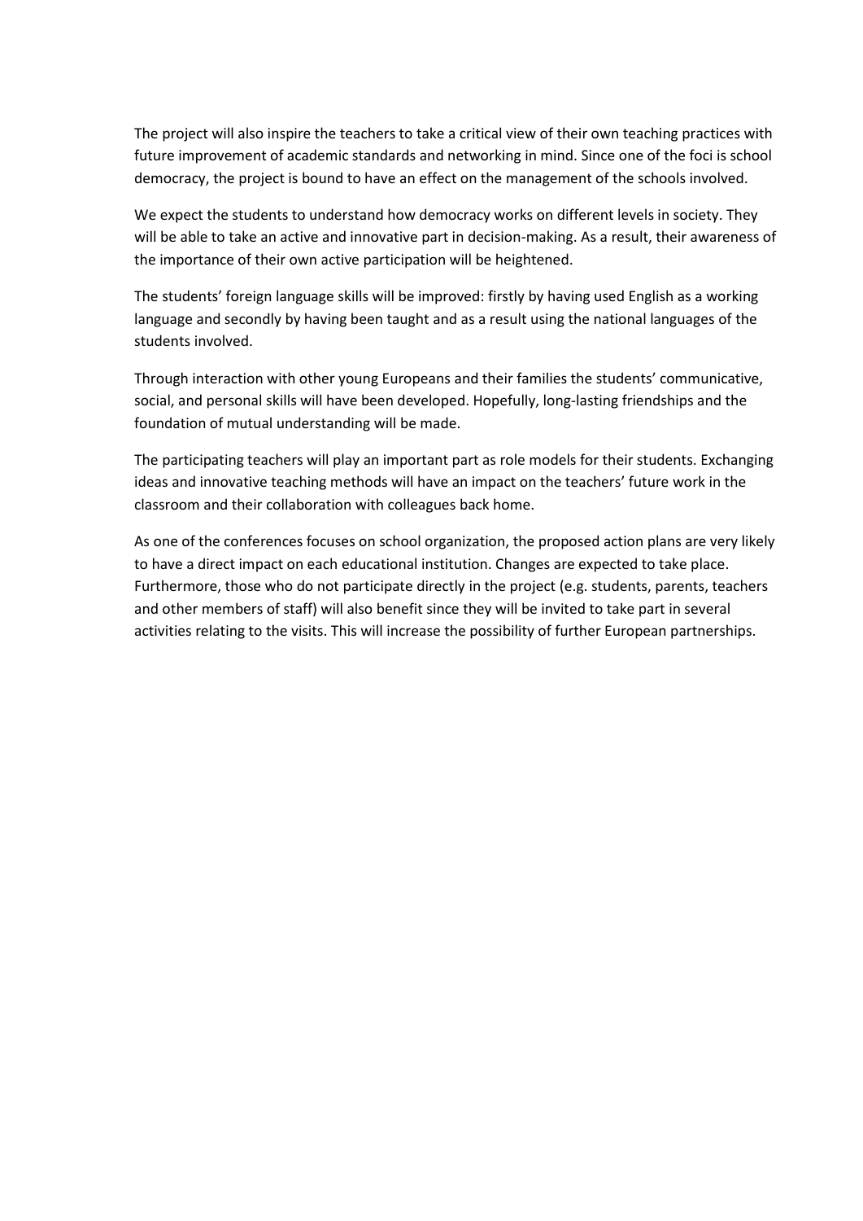The project will also inspire the teachers to take a critical view of their own teaching practices with future improvement of academic standards and networking in mind. Since one of the foci is school democracy, the project is bound to have an effect on the management of the schools involved.

We expect the students to understand how democracy works on different levels in society. They will be able to take an active and innovative part in decision-making. As a result, their awareness of the importance of their own active participation will be heightened.

The students' foreign language skills will be improved: firstly by having used English as a working language and secondly by having been taught and as a result using the national languages of the students involved.

Through interaction with other young Europeans and their families the students' communicative, social, and personal skills will have been developed. Hopefully, long-lasting friendships and the foundation of mutual understanding will be made.

The participating teachers will play an important part as role models for their students. Exchanging ideas and innovative teaching methods will have an impact on the teachers' future work in the classroom and their collaboration with colleagues back home.

As one of the conferences focuses on school organization, the proposed action plans are very likely to have a direct impact on each educational institution. Changes are expected to take place. Furthermore, those who do not participate directly in the project (e.g. students, parents, teachers and other members of staff) will also benefit since they will be invited to take part in several activities relating to the visits. This will increase the possibility of further European partnerships.